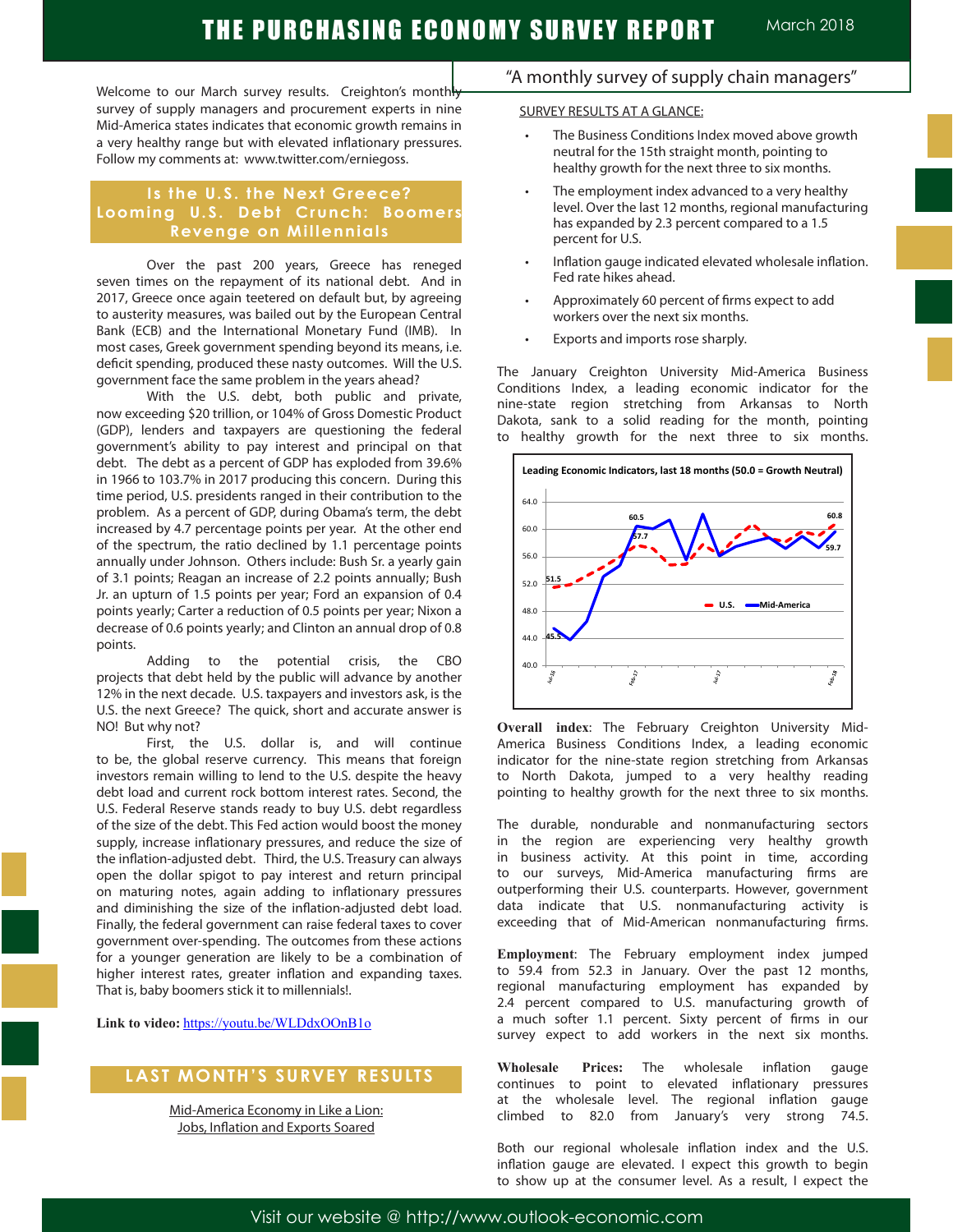# THE PURCHASING ECONOMY SURVEY REPORT

March 2018

"A monthly survey of supply chain managers"

Welcome to our March survey results. Creighton's monthly survey of supply managers and procurement experts in nine Mid-America states indicates that economic growth remains in a very healthy range but with elevated inflationary pressures. Follow my comments at: www.twitter.com/erniegoss.

## Is the U.S. the Next Greece? Looming U.S. Debt Crunch: Boomers Revenge on Millennials

Over the past 200 years, Greece has reneged seven times on the repayment of its national debt. And in 2017, Greece once again teetered on default but, by agreeing to austerity measures, was bailed out by the European Central Bank (ECB) and the International Monetary Fund (IMF). In most cases, Greek government spending beyond its means, i.e. deficit spending, produced these nasty outcomes. Will the U.S. government face the same problem in the years ahead?

With the U.S. debt, both public and private, now exceeding $20 trillion, or 104% of Gross Domestic Product (GDP), lenders and taxpayers are questioning the federal government's ability to pay interest and principal on that debt. The debt as a percent of GDP has exploded from 39.6% in 1966 to 103.7% in 2017 producing this concern. During this time period, U.S. presidents ranged in their contribution to the problem. As a percent of GDP, during Obama's term, the debt increased by 4.7 percentage points per year. At the other end of the spectrum, the ratio declined by 1.1 percentage points annually under Johnson. Others include: Bush Sr. a yearly gain of 3.1 points; Reagan an increase of 2.2 points annually; Bush Jr. an upturn of 1.5 points per year; Ford an expansion of 0.4 points yearly; Carter a reduction of 0.5 points per year; Nixon a decrease of 0.6 points yearly; and Clinton an annual drop of 0.8 points.

Adding to the potential crisis, the CBO projects that debt held by the public will advance by another 12% in the next decade. U.S. taxpayers and investors ask, is the U.S. the next Greece? The quick, short and accurate answer is NO! But why not?

First, the U.S. dollar is, and will continue to be, the global reserve currency. This means that foreign investors remain willing to lend to the U.S. despite the heavy debt load and current rock bottom interest rates. Second, the U.S. Federal Reserve stands ready to buy U.S. debt regardless of the size of the debt. This Fed action would boost the money supply, increase inflationary pressures, and reduce the size of the inflation-adjusted debt. Third, the U.S. Treasury can always open the dollar spigot to pay interest and return principal on maturing notes, again adding to inflationary pressures and diminishing the size of the inflation-adjusted debt load. Finally, the federal government can raise federal taxes to cover government over-spending. The outcomes from these actions for a younger generation are likely to be a combination of higher interest rates, greater inflation and expanding taxes. That is, baby boomers stick it to millennials!.

**Link to video:** [https://youtu.be/WLDdxOOnB1o](https://youtu.be/WLDdxOOnB1o)

## LAST MONTH'S SURVEY RESULTS

Mid-America Economy in Like a Lion: Jobs, Inflation and Exports Soared

SURVEY RESULTS AT A GLANCE:

- The Business Conditions Index moved above growth neutral for the 15th straight month, pointing to healthy growth for the next three to six months.
- The employment index advanced to a very healthy level. Over the last 12 months, regional manufacturing has expanded by 2.3 percent compared to a 1.5 percent for U.S.
- Inflation gauge indicated elevated wholesale inflation. Fed rate hikes ahead.
- Approximately 60 percent of firms expect to add workers over the next six months.
- Exports and imports rose sharply.

The January Creighton University Mid-America Business Conditions Index, a leading economic indicator for the nine-state region stretching from Arkansas to North Dakota, sank to a solid reading for the month, pointing to healthy growth for the next three to six months.

**Leading Economic Indicators, last 18 months (50.0 = Growth Neutral)**

(Chart: U.S. and Mid-America series, Jul-16 to Feb-18; labeled values 51.5, 45.5, 60.5, 57.7, 60.8, 59.7)

**Overall index**: The February Creighton University Mid-America Business Conditions Index, a leading economic indicator for the nine-state region stretching from Arkansas to North Dakota, jumped to a very healthy reading pointing to healthy growth for the next three to six months.

The durable, nondurable and nonmanufacturing sectors in the region are experiencing very healthy growth in business activity. At this point in time, according to our surveys, Mid-America manufacturing firms are outperforming their U.S. counterparts. However, government data indicate that U.S. nonmanufacturing activity is exceeding that of Mid-American nonmanufacturing firms.

**Employment**: The February employment index jumped to 59.4 from 52.3 in January. Over the past 12 months, regional manufacturing employment has expanded by 2.4 percent compared to U.S. manufacturing growth of a much softer 1.1 percent. Sixty percent of firms in our survey expect to add workers in the next six months.

**Wholesale Prices:** The wholesale inflation gauge continues to point to elevated inflationary pressures at the wholesale level. The regional inflation gauge climbed to 82.0 from January's very strong 74.5.

Both our regional wholesale inflation index and the U.S. inflation gauge are elevated. I expect this growth to begin to show up at the consumer level. As a result, I expect the

Visit our website @ http://www.outlook-economic.com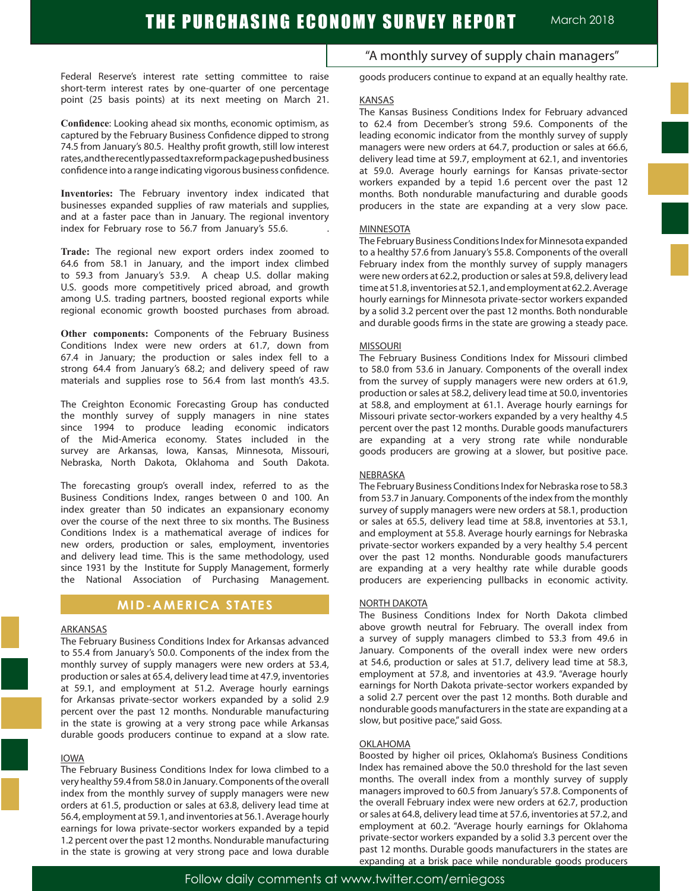Federal Reserve's interest rate setting committee to raise short-term interest rates by one-quarter of one percentage point (25 basis points) at its next meeting on March 21.

**Confidence**: Looking ahead six months, economic optimism, as captured by the February Business Confidence dipped to strong 74.5 from January's 80.5. Healthy profit growth, still low interest rates, and the recently passed tax reform package pushed business confidence into a range indicating vigorous business confidence.

**Inventories:** The February inventory index indicated that businesses expanded supplies of raw materials and supplies, and at a faster pace than in January. The regional inventory index for February rose to 56.7 from January's 55.6.

**Trade:** The regional new export orders index zoomed to 64.6 from 58.1 in January, and the import index climbed to 59.3 from January's 53.9. A cheap U.S. dollar making U.S. goods more competitively priced abroad, and growth among U.S. trading partners, boosted regional exports while regional economic growth boosted purchases from abroad.

**Other components:** Components of the February Business Conditions Index were new orders at 61.7, down from 67.4 in January; the production or sales index fell to a strong 64.4 from January's 68.2; and delivery speed of raw materials and supplies rose to 56.4 from last month's 43.5.

The Creighton Economic Forecasting Group has conducted the monthly survey of supply managers in nine states since 1994 to produce leading economic indicators of the Mid-America economy. States included in the survey are Arkansas, Iowa, Kansas, Minnesota, Missouri, Nebraska, North Dakota, Oklahoma and South Dakota.

The forecasting group's overall index, referred to as the Business Conditions Index, ranges between 0 and 100. An index greater than 50 indicates an expansionary economy over the course of the next three to six months. The Business Conditions Index is a mathematical average of indices for new orders, production or sales, employment, inventories and delivery lead time. This is the same methodology, used since 1931 by the Institute for Supply Management, formerly the National Association of Purchasing Management.

## MID-AMERICA STATES

### ARKANSAS

The February Business Conditions Index for Arkansas advanced to 55.4 from January's 50.0. Components of the index from the monthly survey of supply managers were new orders at 53.4, production or sales at 65.4, delivery lead time at 47.9, inventories at 59.1, and employment at 51.2. Average hourly earnings for Arkansas private-sector workers expanded by a solid 2.9 percent over the past 12 months. Nondurable manufacturing in the state is growing at a very strong pace while Arkansas durable goods producers continue to expand at a slow rate.

### IOWA

The February Business Conditions Index for Iowa climbed to a very healthy 59.4 from 58.0 in January. Components of the overall index from the monthly survey of supply managers were new orders at 61.5, production or sales at 63.8, delivery lead time at 56.4, employment at 59.1, and inventories at 56.1. Average hourly earnings for Iowa private-sector workers expanded by a tepid 1.2 percent over the past 12 months. Nondurable manufacturing in the state is growing at very strong pace and Iowa durable goods producers continue to expand at an equally healthy rate.

### KANSAS

The Kansas Business Conditions Index for February advanced to 62.4 from December's strong 59.6. Components of the leading economic indicator from the monthly survey of supply managers were new orders at 64.7, production or sales at 66.6, delivery lead time at 59.7, employment at 62.1, and inventories at 59.0. Average hourly earnings for Kansas private-sector workers expanded by a tepid 1.6 percent over the past 12 months. Both nondurable manufacturing and durable goods producers in the state are expanding at a very slow pace.

### MINNESOTA

The February Business Conditions Index for Minnesota expanded to a healthy 57.6 from January's 55.8. Components of the overall February index from the monthly survey of supply managers were new orders at 62.2, production or sales at 59.8, delivery lead time at 51.8, inventories at 52.1, and employment at 62.2. Average hourly earnings for Minnesota private-sector workers expanded by a solid 3.2 percent over the past 12 months. Both nondurable and durable goods firms in the state are growing a steady pace.

### MISSOURI

The February Business Conditions Index for Missouri climbed to 58.0 from 53.6 in January. Components of the overall index from the survey of supply managers were new orders at 61.9, production or sales at 58.2, delivery lead time at 50.0, inventories at 58.8, and employment at 61.1. Average hourly earnings for Missouri private sector-workers expanded by a very healthy 4.5 percent over the past 12 months. Durable goods manufacturers are expanding at a very strong rate while nondurable goods producers are growing at a slower, but positive pace.

### NEBRASKA

The February Business Conditions Index for Nebraska rose to 58.3 from 53.7 in January. Components of the index from the monthly survey of supply managers were new orders at 58.1, production or sales at 65.5, delivery lead time at 58.8, inventories at 53.1, and employment at 55.8. Average hourly earnings for Nebraska private-sector workers expanded by a very healthy 5.4 percent over the past 12 months. Nondurable goods manufacturers are expanding at a very healthy rate while durable goods producers are experiencing pullbacks in economic activity.

### NORTH DAKOTA

The Business Conditions Index for North Dakota climbed above growth neutral for February. The overall index from a survey of supply managers climbed to 53.3 from 49.6 in January. Components of the overall index were new orders at 54.6, production or sales at 51.7, delivery lead time at 58.3, employment at 57.8, and inventories at 43.9. "Average hourly earnings for North Dakota private-sector workers expanded by a solid 2.7 percent over the past 12 months. Both durable and nondurable goods manufacturers in the state are expanding at a slow, but positive pace," said Goss.

### OKLAHOMA

Boosted by higher oil prices, Oklahoma's Business Conditions Index has remained above the 50.0 threshold for the last seven months. The overall index from a monthly survey of supply managers improved to 60.5 from January's 57.8. Components of the overall February index were new orders at 62.7, production or sales at 64.8, delivery lead time at 57.6, inventories at 57.2, and employment at 60.2. "Average hourly earnings for Oklahoma private-sector workers expanded by a solid 3.3 percent over the past 12 months. Durable goods manufacturers in the states are expanding at a brisk pace while nondurable goods producers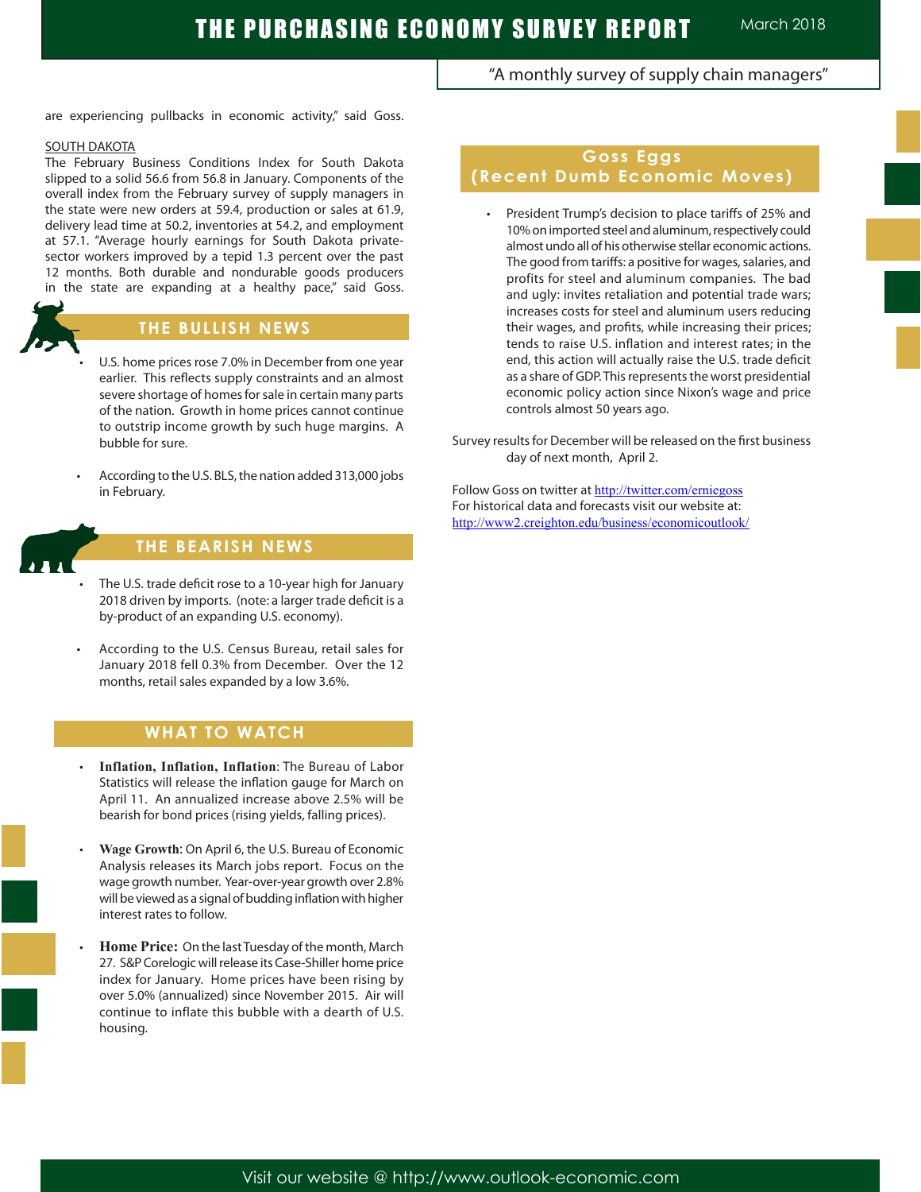are experiencing pullbacks in economic activity," said Goss.

SOUTH DAKOTA

The February Business Conditions Index for South Dakota slipped to a solid 56.6 from 56.8 in January. Components of the overall index from the February survey of supply managers in the state were new orders at 59.4, production or sales at 61.9, delivery lead time at 50.2, inventories at 54.2, and employment at 57.1. "Average hourly earnings for South Dakota private-sector workers improved by a tepid 1.3 percent over the past 12 months. Both durable and nondurable goods producers in the state are expanding at a healthy pace," said Goss.

## THE BULLISH NEWS

- U.S. home prices rose 7.0% in December from one year earlier. This reflects supply constraints and an almost severe shortage of homes for sale in certain many parts of the nation. Growth in home prices cannot continue to outstrip income growth by such huge margins. A bubble for sure.
- According to the U.S. BLS, the nation added 313,000 jobs in February.

## THE BEARISH NEWS

- The U.S. trade deficit rose to a 10-year high for January 2018 driven by imports. (note: a larger trade deficit is a by-product of an expanding U.S. economy).
- According to the U.S. Census Bureau, retail sales for January 2018 fell 0.3% from December. Over the 12 months, retail sales expanded by a low 3.6%.

## WHAT TO WATCH

- **Inflation, Inflation, Inflation**: The Bureau of Labor Statistics will release the inflation gauge for March on April 11. An annualized increase above 2.5% will be bearish for bond prices (rising yields, falling prices).
- **Wage Growth**: On April 6, the U.S. Bureau of Economic Analysis releases its March jobs report. Focus on the wage growth number. Year-over-year growth over 2.8% will be viewed as a signal of budding inflation with higher interest rates to follow.
- **Home Price:** On the last Tuesday of the month, March 27. S&P Corelogic will release its Case-Shiller home price index for January. Home prices have been rising by over 5.0% (annualized) since November 2015. Air will continue to inflate this bubble with a dearth of U.S. housing.

## Goss Eggs (Recent Dumb Economic Moves)

- President Trump's decision to place tariffs of 25% and 10% on imported steel and aluminum, respectively could almost undo all of his otherwise stellar economic actions. The good from tariffs: a positive for wages, salaries, and profits for steel and aluminum companies. The bad and ugly: invites retaliation and potential trade wars; increases costs for steel and aluminum users reducing their wages, and profits, while increasing their prices; tends to raise U.S. inflation and interest rates; in the end, this action will actually raise the U.S. trade deficit as a share of GDP. This represents the worst presidential economic policy action since Nixon's wage and price controls almost 50 years ago.

Survey results for December will be released on the first business day of next month, April 2.

Follow Goss on twitter at http://twitter.com/erniegoss
For historical data and forecasts visit our website at:
http://www2.creighton.edu/business/economicoutlook/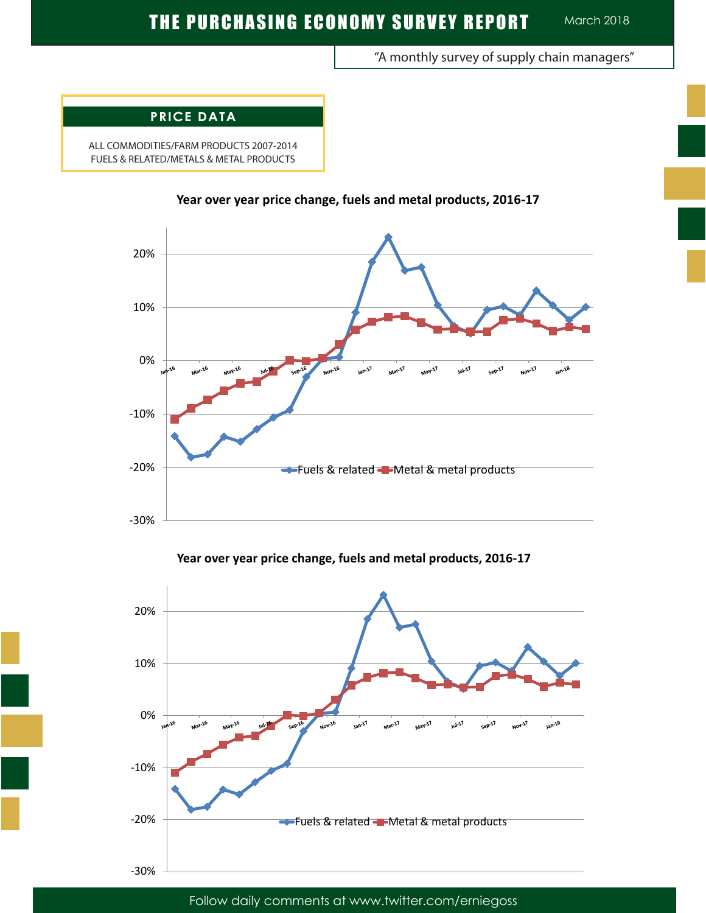# THE PURCHASING ECONOMY SURVEY REPORT

March 2018

"A monthly survey of supply chain managers"

## PRICE DATA

ALL COMMODITIES/FARM PRODUCTS 2007-2014
FUELS & RELATED/METALS & METAL PRODUCTS

**Year over year price change, fuels and metal products, 2016-17**

20%
10%
0%
-10%
-20%
-30%

Jan-16 Mar-16 May-16 Jul-16 Sep-16 Nov-16 Jan-17 Mar-17 May-17 Jul-17 Sep-17 Nov-17 Jan-18

Fuels & related  Metal & metal products

**Year over year price change, fuels and metal products, 2016-17**

20%
10%
0%
-10%
-20%
-30%

Jan-16 Mar-16 May-16 Jul-16 Sep-16 Nov-16 Jan-17 Mar-17 May-17 Jul-17 Sep-17 Nov-17 Jan-18

Fuels & related  Metal & metal products

Follow daily comments at www.twitter.com/erniegoss